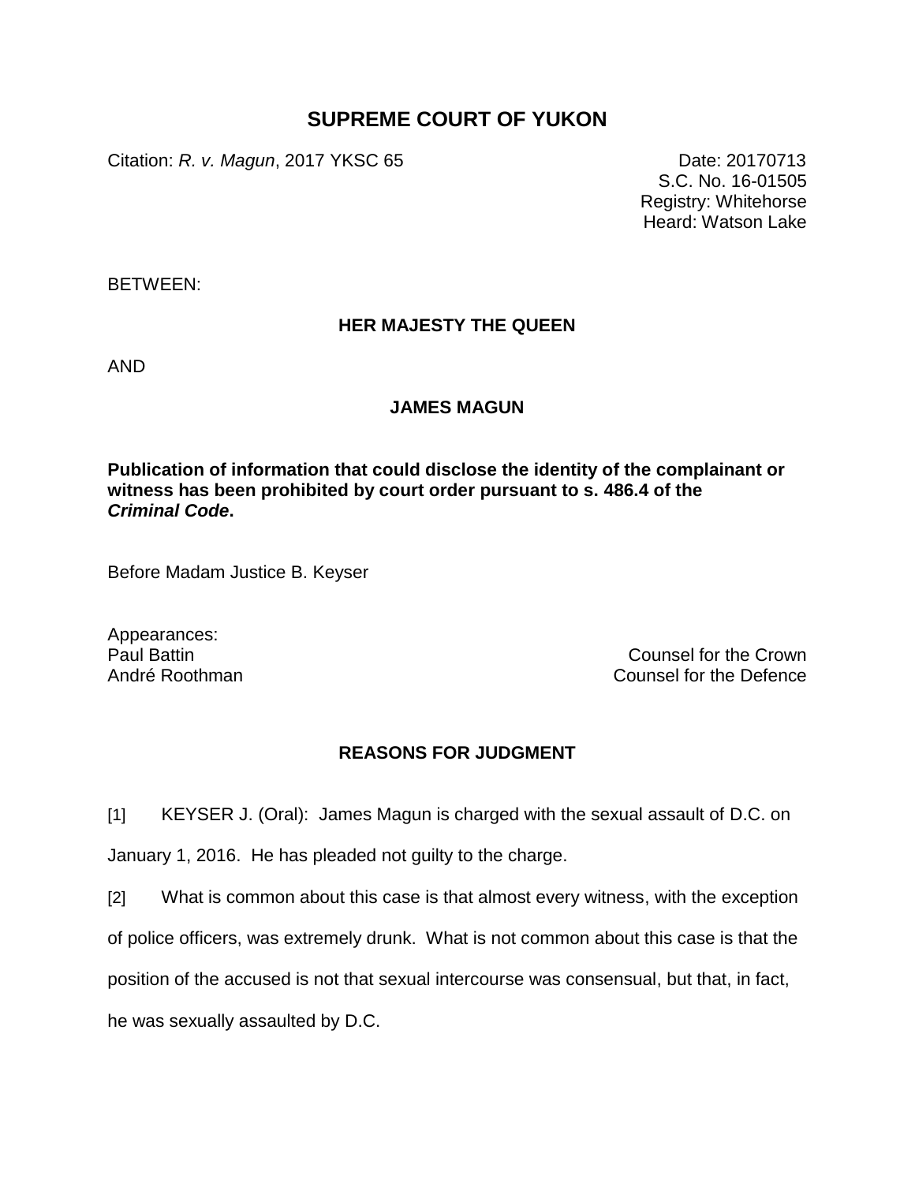# SUPREME COURT OF YUKON

Citation: *R. v. Magun*, 2017 YKSC 65

Date: 20170713
S.C. No. 16-01505
Registry: Whitehorse
Heard: Watson Lake

BETWEEN:

**HER MAJESTY THE QUEEN**

AND

**JAMES MAGUN**

**Publication of information that could disclose the identity of the complainant or witness has been prohibited by court order pursuant to s. 486.4 of the *Criminal Code*.**

Before Madam Justice B. Keyser

Appearances:
Paul Battin — Counsel for the Crown
André Roothman — Counsel for the Defence

## REASONS FOR JUDGMENT

[1] KEYSER J. (Oral): James Magun is charged with the sexual assault of D.C. on January 1, 2016. He has pleaded not guilty to the charge.

[2] What is common about this case is that almost every witness, with the exception of police officers, was extremely drunk. What is not common about this case is that the position of the accused is not that sexual intercourse was consensual, but that, in fact, he was sexually assaulted by D.C.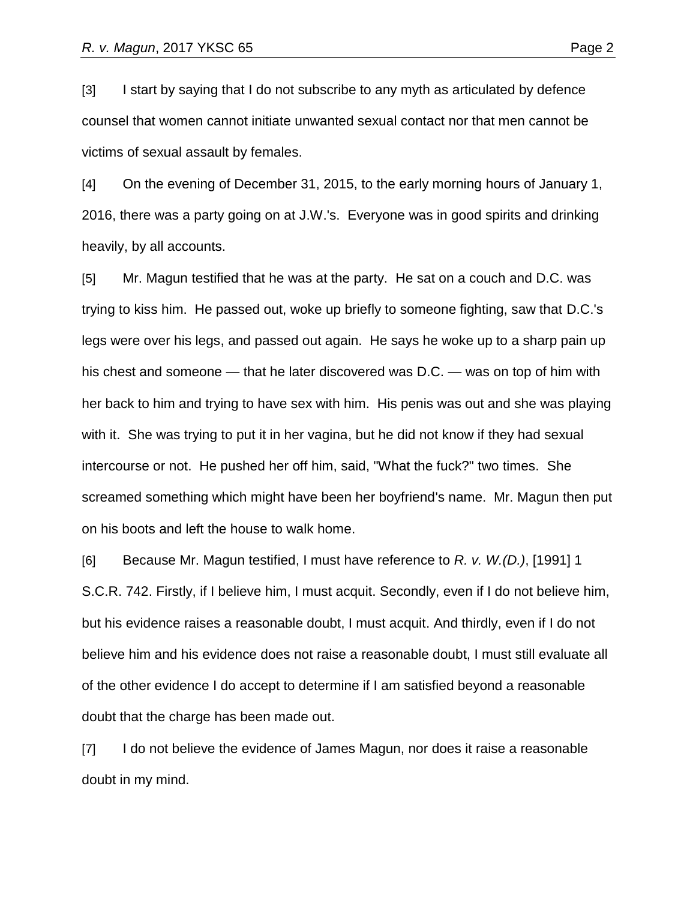[3] I start by saying that I do not subscribe to any myth as articulated by defence counsel that women cannot initiate unwanted sexual contact nor that men cannot be victims of sexual assault by females.

[4] On the evening of December 31, 2015, to the early morning hours of January 1, 2016, there was a party going on at J.W.'s. Everyone was in good spirits and drinking heavily, by all accounts.

[5] Mr. Magun testified that he was at the party. He sat on a couch and D.C. was trying to kiss him. He passed out, woke up briefly to someone fighting, saw that D.C.'s legs were over his legs, and passed out again. He says he woke up to a sharp pain up his chest and someone — that he later discovered was D.C. — was on top of him with her back to him and trying to have sex with him. His penis was out and she was playing with it. She was trying to put it in her vagina, but he did not know if they had sexual intercourse or not. He pushed her off him, said, "What the fuck?" two times. She screamed something which might have been her boyfriend's name. Mr. Magun then put on his boots and left the house to walk home.

[6] Because Mr. Magun testified, I must have reference to *R. v. W.(D.)*, [1991] 1 S.C.R. 742. Firstly, if I believe him, I must acquit. Secondly, even if I do not believe him, but his evidence raises a reasonable doubt, I must acquit. And thirdly, even if I do not believe him and his evidence does not raise a reasonable doubt, I must still evaluate all of the other evidence I do accept to determine if I am satisfied beyond a reasonable doubt that the charge has been made out.

[7] I do not believe the evidence of James Magun, nor does it raise a reasonable doubt in my mind.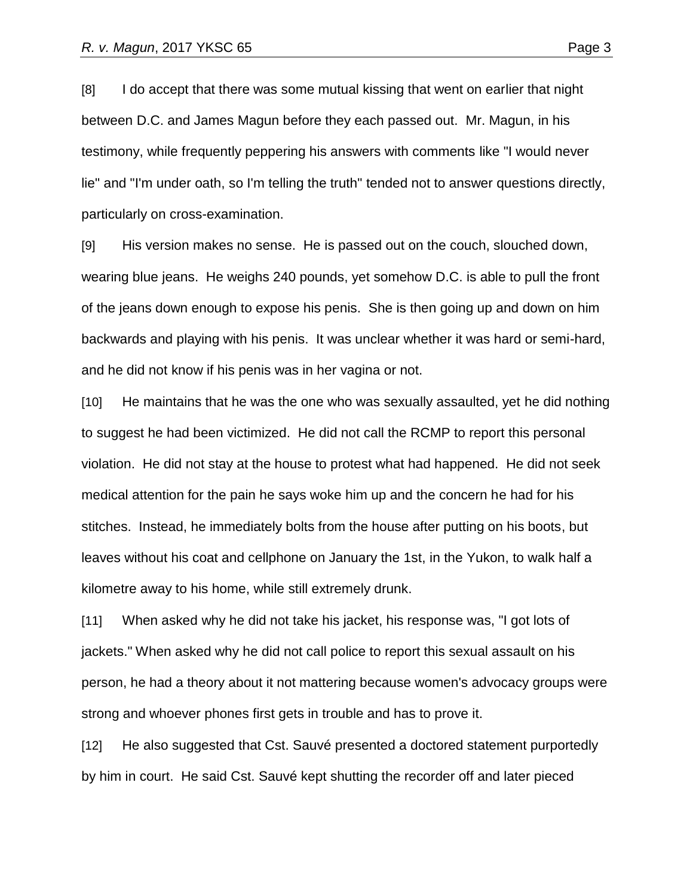[8] I do accept that there was some mutual kissing that went on earlier that night between D.C. and James Magun before they each passed out. Mr. Magun, in his testimony, while frequently peppering his answers with comments like "I would never lie" and "I'm under oath, so I'm telling the truth" tended not to answer questions directly, particularly on cross-examination.

[9] His version makes no sense. He is passed out on the couch, slouched down, wearing blue jeans. He weighs 240 pounds, yet somehow D.C. is able to pull the front of the jeans down enough to expose his penis. She is then going up and down on him backwards and playing with his penis. It was unclear whether it was hard or semi-hard, and he did not know if his penis was in her vagina or not.

[10] He maintains that he was the one who was sexually assaulted, yet he did nothing to suggest he had been victimized. He did not call the RCMP to report this personal violation. He did not stay at the house to protest what had happened. He did not seek medical attention for the pain he says woke him up and the concern he had for his stitches. Instead, he immediately bolts from the house after putting on his boots, but leaves without his coat and cellphone on January the 1st, in the Yukon, to walk half a kilometre away to his home, while still extremely drunk.

[11] When asked why he did not take his jacket, his response was, "I got lots of jackets." When asked why he did not call police to report this sexual assault on his person, he had a theory about it not mattering because women's advocacy groups were strong and whoever phones first gets in trouble and has to prove it.

[12] He also suggested that Cst. Sauvé presented a doctored statement purportedly by him in court. He said Cst. Sauvé kept shutting the recorder off and later pieced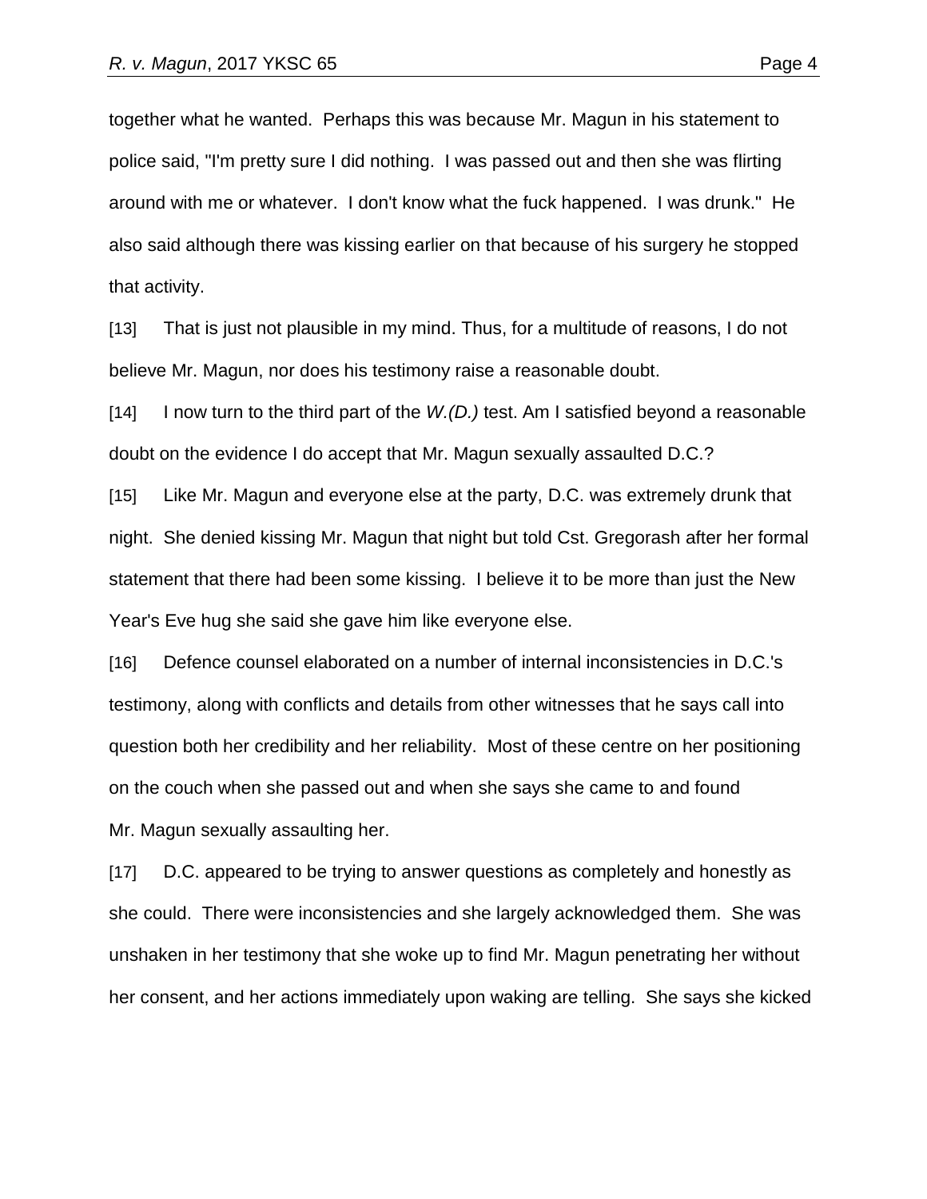together what he wanted. Perhaps this was because Mr. Magun in his statement to police said, "I'm pretty sure I did nothing. I was passed out and then she was flirting around with me or whatever. I don't know what the fuck happened. I was drunk." He also said although there was kissing earlier on that because of his surgery he stopped that activity.

[13] That is just not plausible in my mind. Thus, for a multitude of reasons, I do not believe Mr. Magun, nor does his testimony raise a reasonable doubt.

[14] I now turn to the third part of the *W.(D.)* test. Am I satisfied beyond a reasonable doubt on the evidence I do accept that Mr. Magun sexually assaulted D.C.?

[15] Like Mr. Magun and everyone else at the party, D.C. was extremely drunk that night. She denied kissing Mr. Magun that night but told Cst. Gregorash after her formal statement that there had been some kissing. I believe it to be more than just the New Year's Eve hug she said she gave him like everyone else.

[16] Defence counsel elaborated on a number of internal inconsistencies in D.C.'s testimony, along with conflicts and details from other witnesses that he says call into question both her credibility and her reliability. Most of these centre on her positioning on the couch when she passed out and when she says she came to and found Mr. Magun sexually assaulting her.

[17] D.C. appeared to be trying to answer questions as completely and honestly as she could. There were inconsistencies and she largely acknowledged them. She was unshaken in her testimony that she woke up to find Mr. Magun penetrating her without her consent, and her actions immediately upon waking are telling. She says she kicked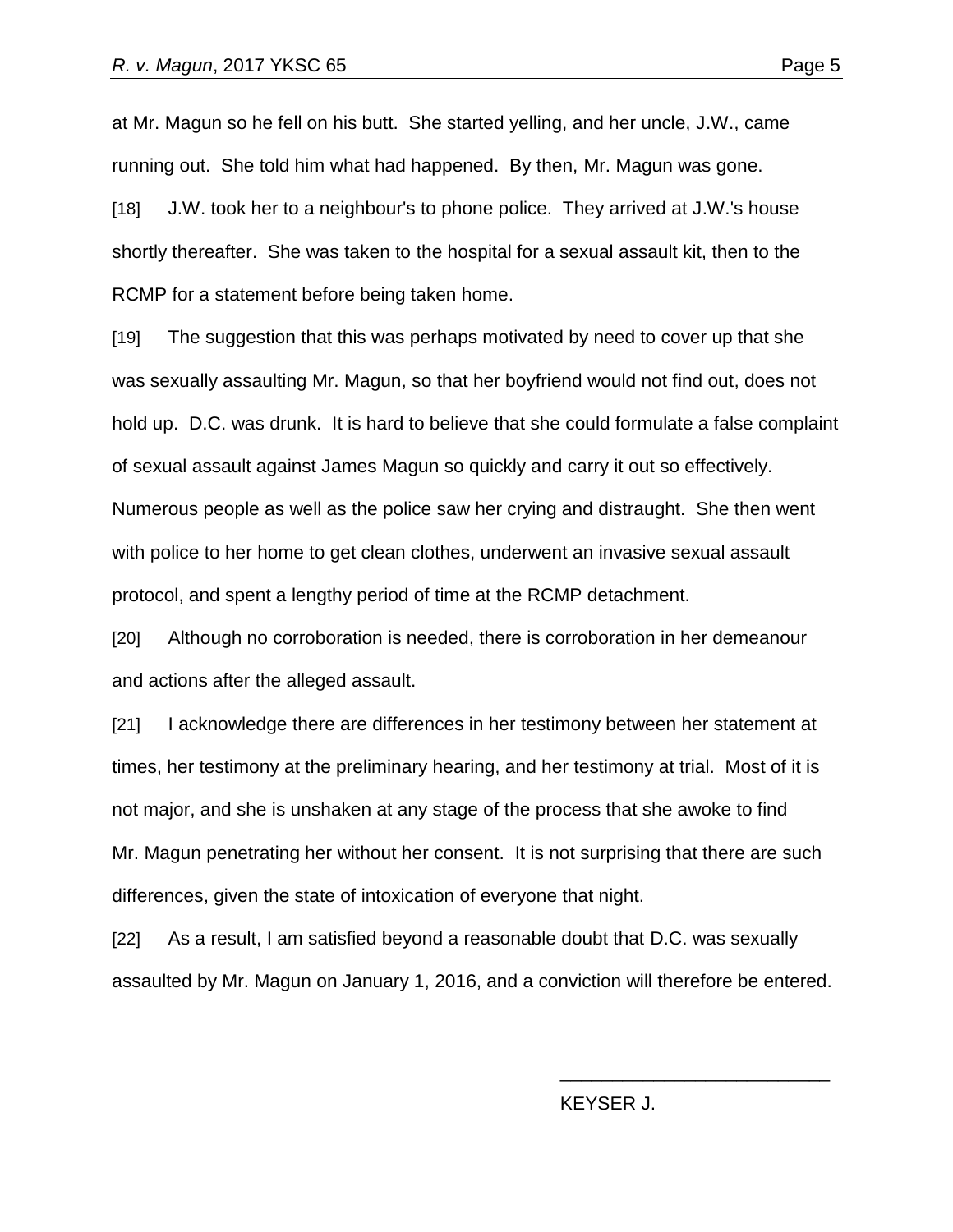at Mr. Magun so he fell on his butt. She started yelling, and her uncle, J.W., came running out. She told him what had happened. By then, Mr. Magun was gone.

[18] J.W. took her to a neighbour's to phone police. They arrived at J.W.'s house shortly thereafter. She was taken to the hospital for a sexual assault kit, then to the RCMP for a statement before being taken home.

[19] The suggestion that this was perhaps motivated by need to cover up that she was sexually assaulting Mr. Magun, so that her boyfriend would not find out, does not hold up. D.C. was drunk. It is hard to believe that she could formulate a false complaint of sexual assault against James Magun so quickly and carry it out so effectively. Numerous people as well as the police saw her crying and distraught. She then went with police to her home to get clean clothes, underwent an invasive sexual assault protocol, and spent a lengthy period of time at the RCMP detachment.

[20] Although no corroboration is needed, there is corroboration in her demeanour and actions after the alleged assault.

[21] I acknowledge there are differences in her testimony between her statement at times, her testimony at the preliminary hearing, and her testimony at trial. Most of it is not major, and she is unshaken at any stage of the process that she awoke to find Mr. Magun penetrating her without her consent. It is not surprising that there are such differences, given the state of intoxication of everyone that night.

[22] As a result, I am satisfied beyond a reasonable doubt that D.C. was sexually assaulted by Mr. Magun on January 1, 2016, and a conviction will therefore be entered.

___________________________

KEYSER J.